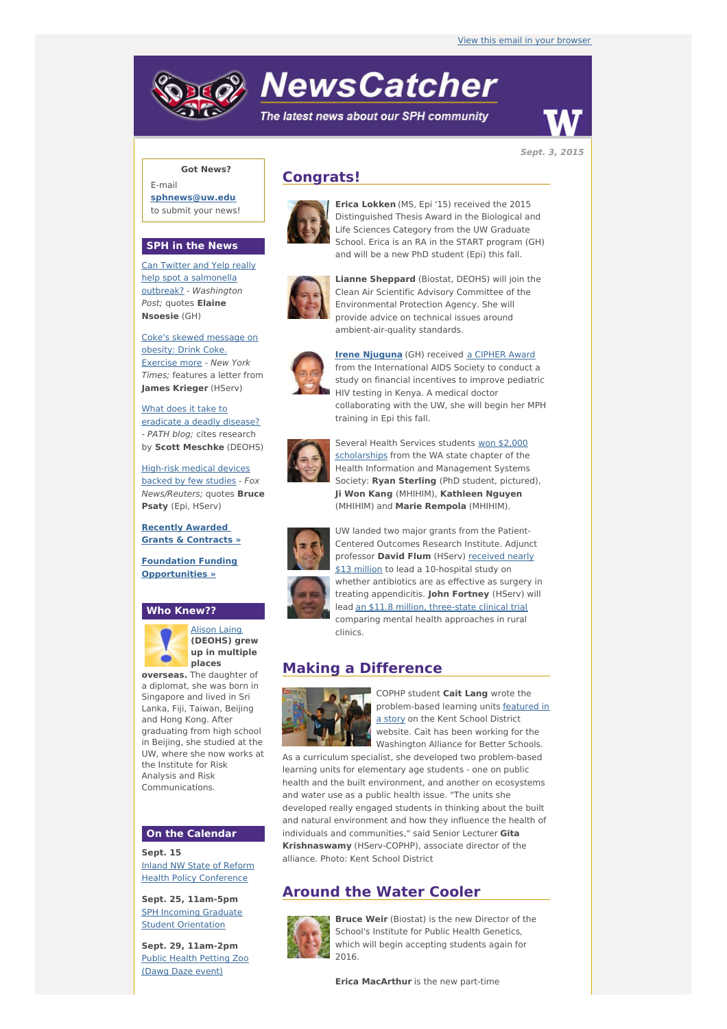View this email in your browser

# NewsCatcher

*The latest news about our SPH community*

**Sept. 3, 2015**

**Got News?**

E-mail **sphnews@uw.edu** to submit your news!

## SPH in the News

Can Twitter and Yelp really help spot a salmonella outbreak? - *Washington Post;* quotes **Elaine Nsoesie** (GH)

Coke's skewed message on obesity: Drink Coke. Exercise more - *New York Times;* features a letter from **James Krieger** (HServ)

What does it take to eradicate a deadly disease? - *PATH blog;* cites research by **Scott Meschke** (DEOHS)

High-risk medical devices backed by few studies - *Fox News/Reuters;* quotes **Bruce Psaty** (Epi, HServ)

**Recently Awarded Grants & Contracts »**

**Foundation Funding Opportunities »**

## Who Knew??

Alison Laing **(DEOHS) grew up in multiple places overseas.** The daughter of a diplomat, she was born in Singapore and lived in Sri Lanka, Fiji, Taiwan, Beijing and Hong Kong. After graduating from high school in Beijing, she studied at the UW, where she now works at the Institute for Risk Analysis and Risk Communications.

## On the Calendar

**Sept. 15**
Inland NW State of Reform Health Policy Conference

**Sept. 25, 11am-5pm**
SPH Incoming Graduate Student Orientation

**Sept. 29, 11am-2pm**
Public Health Petting Zoo (Dawg Daze event)

## Congrats!

**Erica Lokken** (MS, Epi '15) received the 2015 Distinguished Thesis Award in the Biological and Life Sciences Category from the UW Graduate School. Erica is an RA in the START program (GH) and will be a new PhD student (Epi) this fall.

**Lianne Sheppard** (Biostat, DEOHS) will join the Clean Air Scientific Advisory Committee of the Environmental Protection Agency. She will provide advice on technical issues around ambient-air-quality standards.

**Irene Njuguna** (GH) received a CIPHER Award from the International AIDS Society to conduct a study on financial incentives to improve pediatric HIV testing in Kenya. A medical doctor collaborating with the UW, she will begin her MPH training in Epi this fall.

Several Health Services students won $2,000 scholarships from the WA state chapter of the Health Information and Management Systems Society: **Ryan Sterling** (PhD student, pictured), **Ji Won Kang** (MHIHIM), **Kathleen Nguyen** (MHIHIM) and **Marie Rempola** (MHIHIM).

UW landed two major grants from the Patient-Centered Outcomes Research Institute. Adjunct professor **David Flum** (HServ) received nearly $13 million to lead a 10-hospital study on whether antibiotics are as effective as surgery in treating appendicitis. **John Fortney** (HServ) will lead an $11.8 million, three-state clinical trial comparing mental health approaches in rural clinics.

## Making a Difference

COPHP student **Cait Lang** wrote the problem-based learning units featured in a story on the Kent School District website. Cait has been working for the Washington Alliance for Better Schools. As a curriculum specialist, she developed two problem-based learning units for elementary age students - one on public health and the built environment, and another on ecosystems and water use as a public health issue. "The units she developed really engaged students in thinking about the built and natural environment and how they influence the health of individuals and communities," said Senior Lecturer **Gita Krishnaswamy** (HServ-COPHP), associate director of the alliance. Photo: Kent School District

## Around the Water Cooler

**Bruce Weir** (Biostat) is the new Director of the School's Institute for Public Health Genetics, which will begin accepting students again for 2016.

**Erica MacArthur** is the new part-time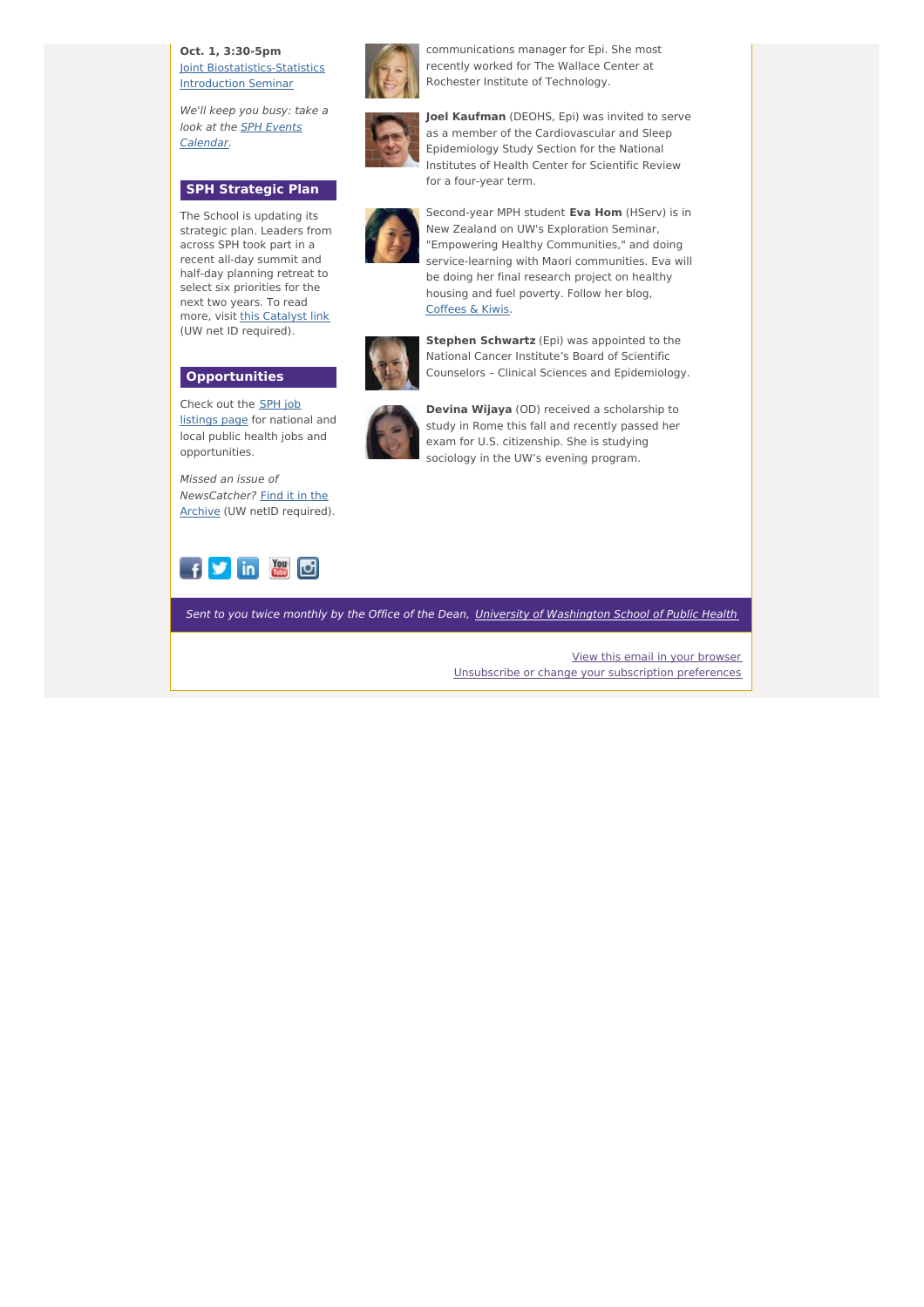**Oct. 1, 3:30-5pm**
[Joint Biostatistics-Statistics Introduction Seminar]

*We'll keep you busy: take a look at the [SPH Events Calendar].*

## SPH Strategic Plan

The School is updating its strategic plan. Leaders from across SPH took part in a recent all-day summit and half-day planning retreat to select six priorities for the next two years. To read more, visit [this Catalyst link] (UW net ID required).

## Opportunities

Check out the [SPH job listings page] for national and local public health jobs and opportunities.

*Missed an issue of NewsCatcher?* [Find it in the Archive] (UW netID required).

communications manager for Epi. She most recently worked for The Wallace Center at Rochester Institute of Technology.

**Joel Kaufman** (DEOHS, Epi) was invited to serve as a member of the Cardiovascular and Sleep Epidemiology Study Section for the National Institutes of Health Center for Scientific Review for a four-year term.

Second-year MPH student **Eva Hom** (HServ) is in New Zealand on UW's Exploration Seminar, "Empowering Healthy Communities," and doing service-learning with Maori communities. Eva will be doing her final research project on healthy housing and fuel poverty. Follow her blog, [Coffees & Kiwis].

**Stephen Schwartz** (Epi) was appointed to the National Cancer Institute's Board of Scientific Counselors – Clinical Sciences and Epidemiology.

**Devina Wijaya** (OD) received a scholarship to study in Rome this fall and recently passed her exam for U.S. citizenship. She is studying sociology in the UW's evening program.

*Sent to you twice monthly by the Office of the Dean, University of Washington School of Public Health*

View this email in your browser
Unsubscribe or change your subscription preferences